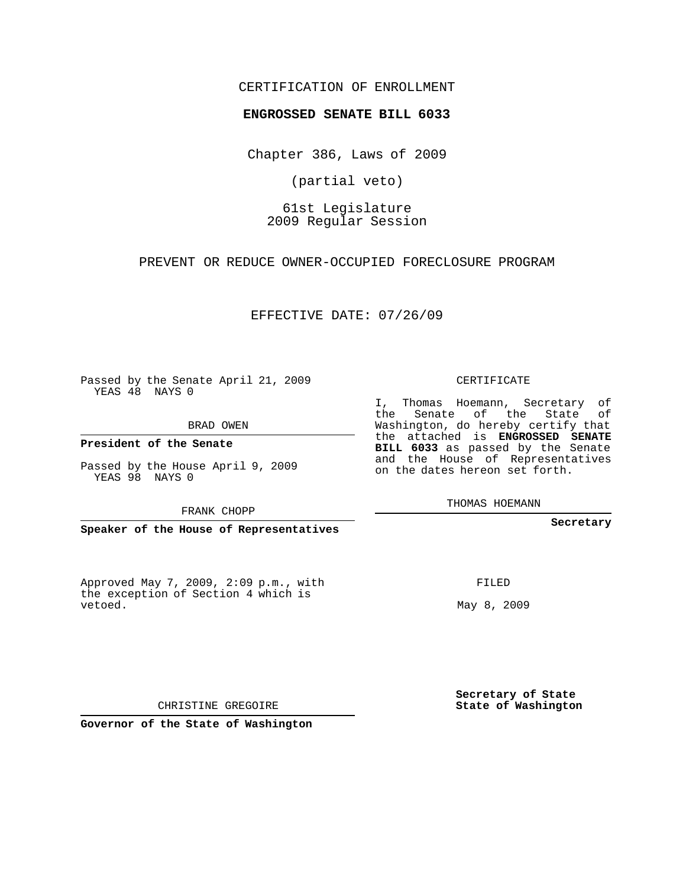CERTIFICATION OF ENROLLMENT

**ENGROSSED SENATE BILL 6033**

Chapter 386, Laws of 2009

(partial veto)

61st Legislature
2009 Regular Session

PREVENT OR REDUCE OWNER-OCCUPIED FORECLOSURE PROGRAM

EFFECTIVE DATE: 07/26/09

Passed by the Senate April 21, 2009
YEAS 48 NAYS 0

BRAD OWEN

**President of the Senate**

Passed by the House April 9, 2009
YEAS 98 NAYS 0

FRANK CHOPP

**Speaker of the House of Representatives**

CERTIFICATE

I, Thomas Hoemann, Secretary of the Senate of the State of Washington, do hereby certify that the attached is **ENGROSSED SENATE BILL 6033** as passed by the Senate and the House of Representatives on the dates hereon set forth.

THOMAS HOEMANN

**Secretary**

Approved May 7, 2009, 2:09 p.m., with the exception of Section 4 which is vetoed.

CHRISTINE GREGOIRE

**Governor of the State of Washington**

FILED

May 8, 2009

**Secretary of State**
**State of Washington**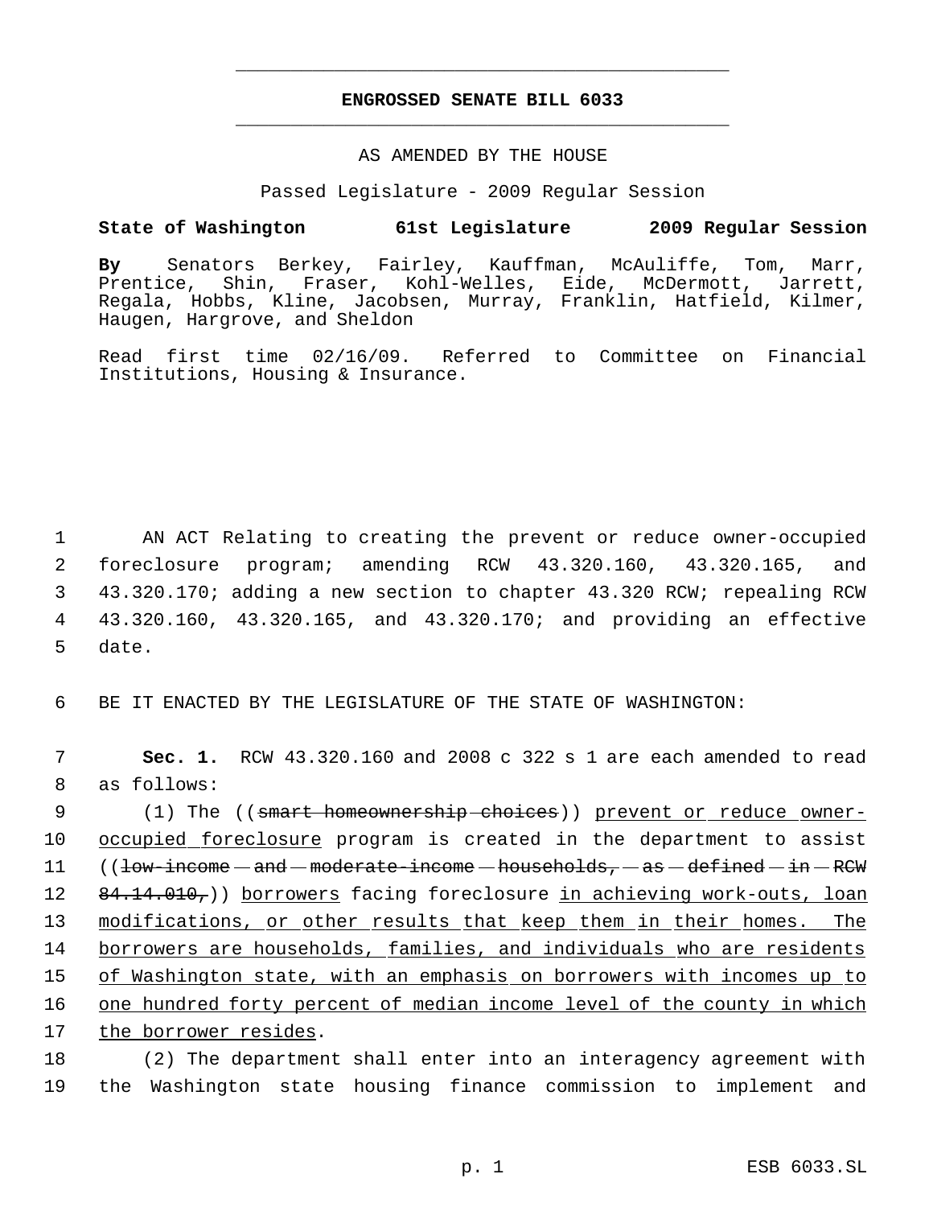# ENGROSSED SENATE BILL 6033

AS AMENDED BY THE HOUSE

Passed Legislature - 2009 Regular Session

**State of Washington 61st Legislature 2009 Regular Session**

**By** Senators Berkey, Fairley, Kauffman, McAuliffe, Tom, Marr, Prentice, Shin, Fraser, Kohl-Welles, Eide, McDermott, Jarrett, Regala, Hobbs, Kline, Jacobsen, Murray, Franklin, Hatfield, Kilmer, Haugen, Hargrove, and Sheldon

Read first time 02/16/09. Referred to Committee on Financial Institutions, Housing & Insurance.

1 AN ACT Relating to creating the prevent or reduce owner-occupied
2 foreclosure program; amending RCW 43.320.160, 43.320.165, and
3 43.320.170; adding a new section to chapter 43.320 RCW; repealing RCW
4 43.320.160, 43.320.165, and 43.320.170; and providing an effective
5 date.

6 BE IT ENACTED BY THE LEGISLATURE OF THE STATE OF WASHINGTON:

7 **Sec. 1.** RCW 43.320.160 and 2008 c 322 s 1 are each amended to read
8 as follows:

9 (1) The ((~~smart homeownership choices~~)) <u>prevent or reduce owner-</u>
10 <u>occupied foreclosure</u> program is created in the department to assist
11 ((~~low-income and moderate-income households, as defined in RCW~~
12 ~~84.14.010,~~)) <u>borrowers</u> facing foreclosure <u>in achieving work-outs, loan</u>
13 <u>modifications, or other results that keep them in their homes. The</u>
14 <u>borrowers are households, families, and individuals who are residents</u>
15 <u>of Washington state, with an emphasis on borrowers with incomes up to</u>
16 <u>one hundred forty percent of median income level of the county in which</u>
17 <u>the borrower resides</u>.

18 (2) The department shall enter into an interagency agreement with
19 the Washington state housing finance commission to implement and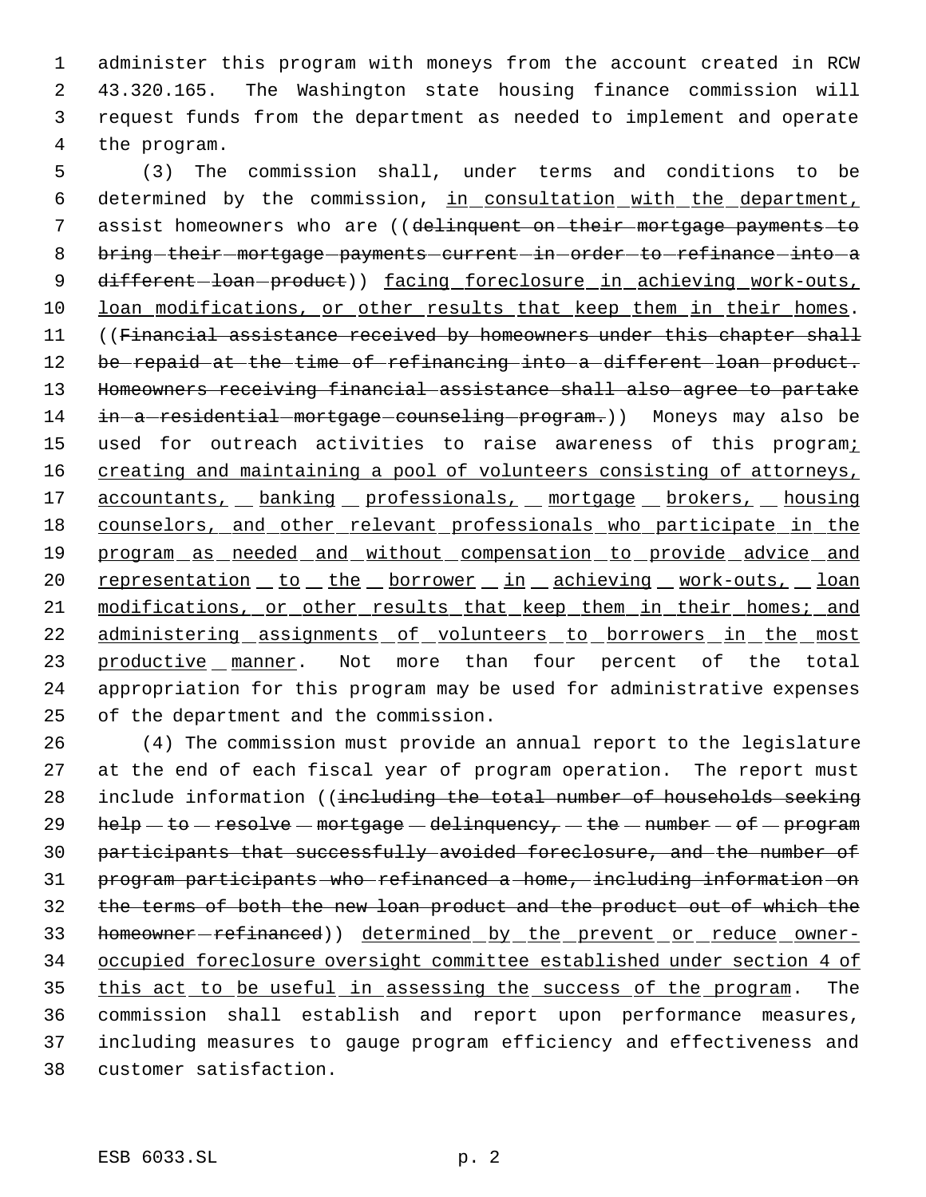administer this program with moneys from the account created in RCW 43.320.165. The Washington state housing finance commission will request funds from the department as needed to implement and operate the program.

(3) The commission shall, under terms and conditions to be determined by the commission, in consultation with the department, assist homeowners who are ((~~delinquent on their mortgage payments to bring their mortgage payments current in order to refinance into a different loan product~~)) facing foreclosure in achieving work-outs, loan modifications, or other results that keep them in their homes. ((~~Financial assistance received by homeowners under this chapter shall be repaid at the time of refinancing into a different loan product. Homeowners receiving financial assistance shall also agree to partake in a residential mortgage counseling program.~~)) Moneys may also be used for outreach activities to raise awareness of this program; creating and maintaining a pool of volunteers consisting of attorneys, accountants, banking professionals, mortgage brokers, housing counselors, and other relevant professionals who participate in the program as needed and without compensation to provide advice and representation to the borrower in achieving work-outs, loan modifications, or other results that keep them in their homes; and administering assignments of volunteers to borrowers in the most productive manner. Not more than four percent of the total appropriation for this program may be used for administrative expenses of the department and the commission.

(4) The commission must provide an annual report to the legislature at the end of each fiscal year of program operation. The report must include information ((~~including the total number of households seeking help to resolve mortgage delinquency, the number of program participants that successfully avoided foreclosure, and the number of program participants who refinanced a home, including information on the terms of both the new loan product and the product out of which the homeowner refinanced~~)) determined by the prevent or reduce owner-occupied foreclosure oversight committee established under section 4 of this act to be useful in assessing the success of the program. The commission shall establish and report upon performance measures, including measures to gauge program efficiency and effectiveness and customer satisfaction.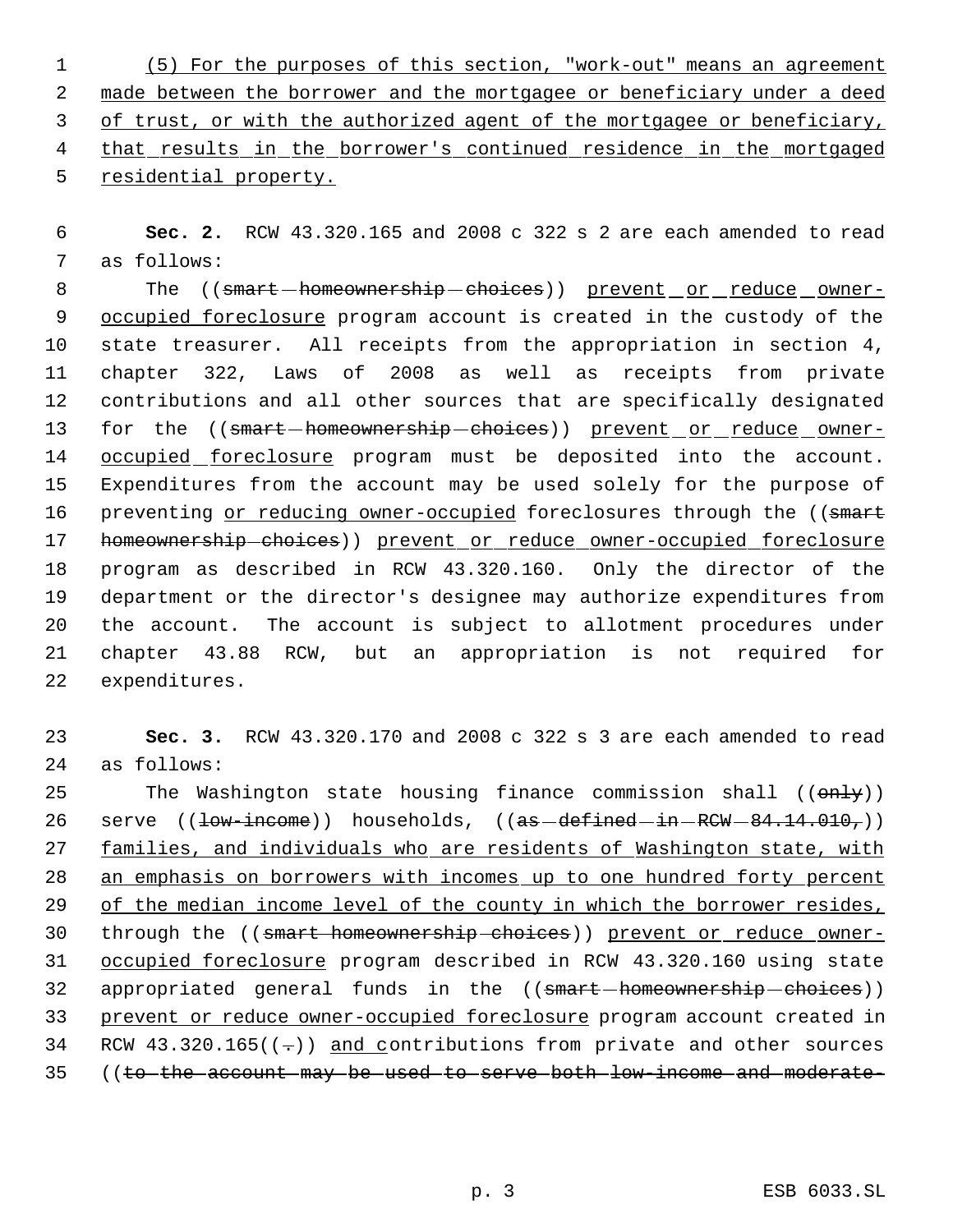(5) For the purposes of this section, "work-out" means an agreement made between the borrower and the mortgagee or beneficiary under a deed of trust, or with the authorized agent of the mortgagee or beneficiary, that results in the borrower's continued residence in the mortgaged residential property.

**Sec. 2.** RCW 43.320.165 and 2008 c 322 s 2 are each amended to read as follows:

The ((~~smart homeownership choices~~)) prevent or reduce owner-occupied foreclosure program account is created in the custody of the state treasurer. All receipts from the appropriation in section 4, chapter 322, Laws of 2008 as well as receipts from private contributions and all other sources that are specifically designated for the ((~~smart homeownership choices~~)) prevent or reduce owner-occupied foreclosure program must be deposited into the account. Expenditures from the account may be used solely for the purpose of preventing or reducing owner-occupied foreclosures through the ((~~smart homeownership choices~~)) prevent or reduce owner-occupied foreclosure program as described in RCW 43.320.160. Only the director of the department or the director's designee may authorize expenditures from the account. The account is subject to allotment procedures under chapter 43.88 RCW, but an appropriation is not required for expenditures.

**Sec. 3.** RCW 43.320.170 and 2008 c 322 s 3 are each amended to read as follows:

The Washington state housing finance commission shall ((~~only~~)) serve ((~~low-income~~)) households, ((~~as defined in RCW 84.14.010,~~)) families, and individuals who are residents of Washington state, with an emphasis on borrowers with incomes up to one hundred forty percent of the median income level of the county in which the borrower resides, through the ((~~smart homeownership choices~~)) prevent or reduce owner-occupied foreclosure program described in RCW 43.320.160 using state appropriated general funds in the ((~~smart homeownership choices~~)) prevent or reduce owner-occupied foreclosure program account created in RCW 43.320.165((~~.~~)) and contributions from private and other sources ((~~to the account may be used to serve both low-income and moderate-~~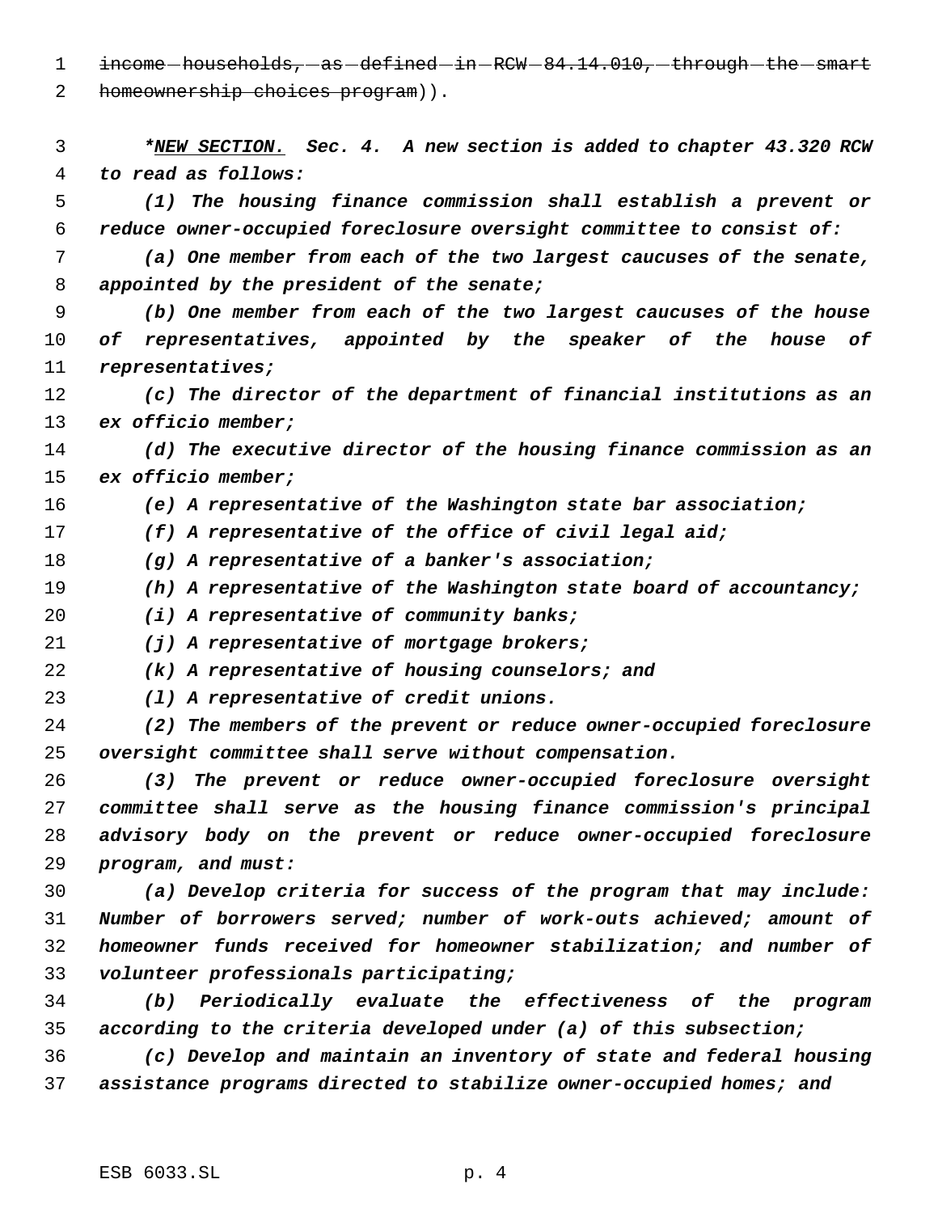~~income households, as defined in RCW 84.14.010, through the smart homeownership choices program~~)).

***NEW SECTION.** **Sec. 4.** A new section is added to chapter 43.320 RCW to read as follows:*

*(1) The housing finance commission shall establish a prevent or reduce owner-occupied foreclosure oversight committee to consist of:*

*(a) One member from each of the two largest caucuses of the senate, appointed by the president of the senate;*

*(b) One member from each of the two largest caucuses of the house of representatives, appointed by the speaker of the house of representatives;*

*(c) The director of the department of financial institutions as an ex officio member;*

*(d) The executive director of the housing finance commission as an ex officio member;*

*(e) A representative of the Washington state bar association;*

*(f) A representative of the office of civil legal aid;*

*(g) A representative of a banker's association;*

*(h) A representative of the Washington state board of accountancy;*

*(i) A representative of community banks;*

*(j) A representative of mortgage brokers;*

*(k) A representative of housing counselors; and*

*(l) A representative of credit unions.*

*(2) The members of the prevent or reduce owner-occupied foreclosure oversight committee shall serve without compensation.*

*(3) The prevent or reduce owner-occupied foreclosure oversight committee shall serve as the housing finance commission's principal advisory body on the prevent or reduce owner-occupied foreclosure program, and must:*

*(a) Develop criteria for success of the program that may include: Number of borrowers served; number of work-outs achieved; amount of homeowner funds received for homeowner stabilization; and number of volunteer professionals participating;*

*(b) Periodically evaluate the effectiveness of the program according to the criteria developed under (a) of this subsection;*

*(c) Develop and maintain an inventory of state and federal housing assistance programs directed to stabilize owner-occupied homes; and*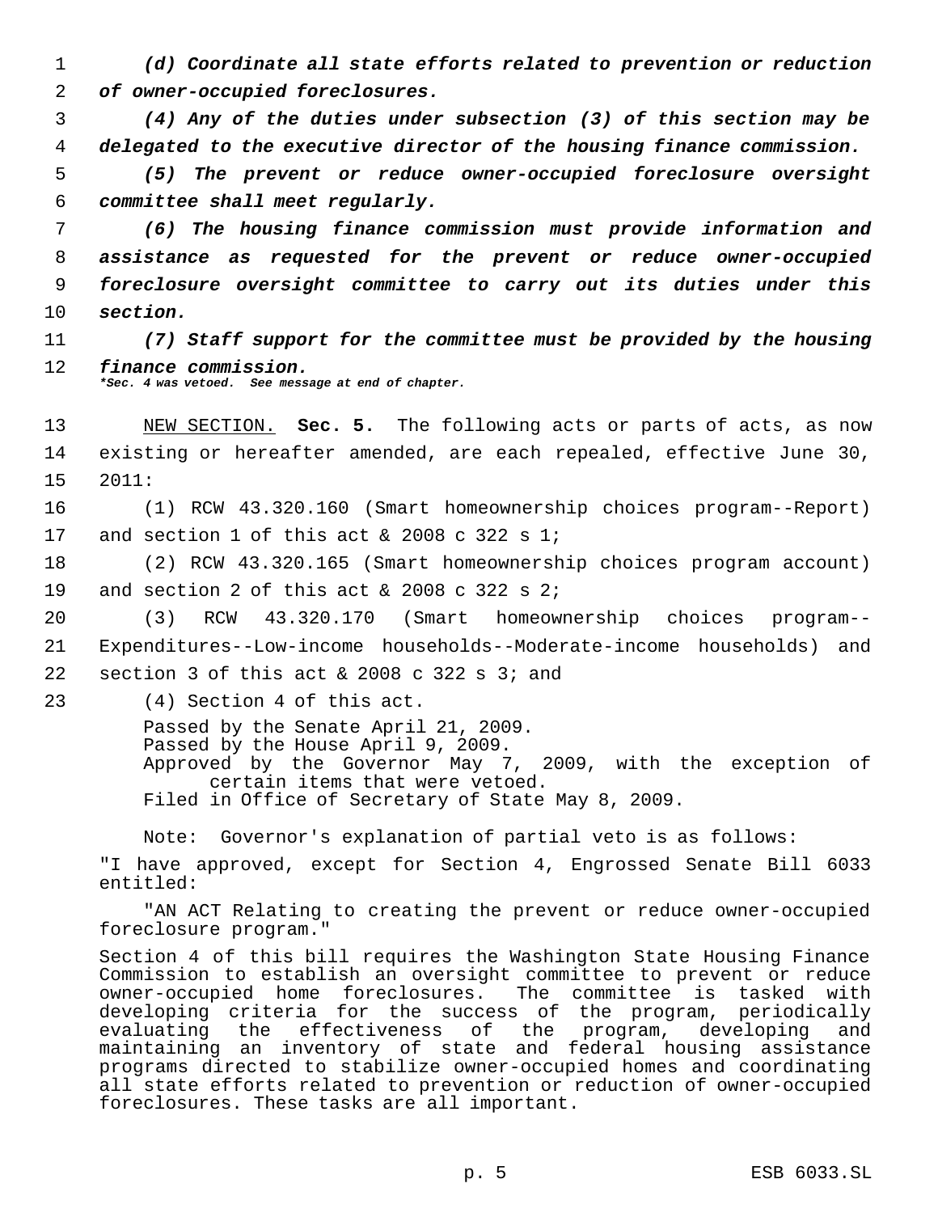*(d) Coordinate all state efforts related to prevention or reduction of owner-occupied foreclosures.*

*(4) Any of the duties under subsection (3) of this section may be delegated to the executive director of the housing finance commission.*

*(5) The prevent or reduce owner-occupied foreclosure oversight committee shall meet regularly.*

*(6) The housing finance commission must provide information and assistance as requested for the prevent or reduce owner-occupied foreclosure oversight committee to carry out its duties under this section.*

*(7) Staff support for the committee must be provided by the housing finance commission.*

***Sec. 4 was vetoed. See message at end of chapter.***

NEW SECTION. **Sec. 5.** The following acts or parts of acts, as now existing or hereafter amended, are each repealed, effective June 30, 2011:

(1) RCW 43.320.160 (Smart homeownership choices program--Report) and section 1 of this act & 2008 c 322 s 1;

(2) RCW 43.320.165 (Smart homeownership choices program account) and section 2 of this act & 2008 c 322 s 2;

(3) RCW 43.320.170 (Smart homeownership choices program--Expenditures--Low-income households--Moderate-income households) and section 3 of this act & 2008 c 322 s 3; and

(4) Section 4 of this act.

Passed by the Senate April 21, 2009.
Passed by the House April 9, 2009.
Approved by the Governor May 7, 2009, with the exception of certain items that were vetoed.
Filed in Office of Secretary of State May 8, 2009.

Note: Governor's explanation of partial veto is as follows:

"I have approved, except for Section 4, Engrossed Senate Bill 6033 entitled:

"AN ACT Relating to creating the prevent or reduce owner-occupied foreclosure program."

Section 4 of this bill requires the Washington State Housing Finance Commission to establish an oversight committee to prevent or reduce owner-occupied home foreclosures. The committee is tasked with developing criteria for the success of the program, periodically evaluating the effectiveness of the program, developing and maintaining an inventory of state and federal housing assistance programs directed to stabilize owner-occupied homes and coordinating all state efforts related to prevention or reduction of owner-occupied foreclosures. These tasks are all important.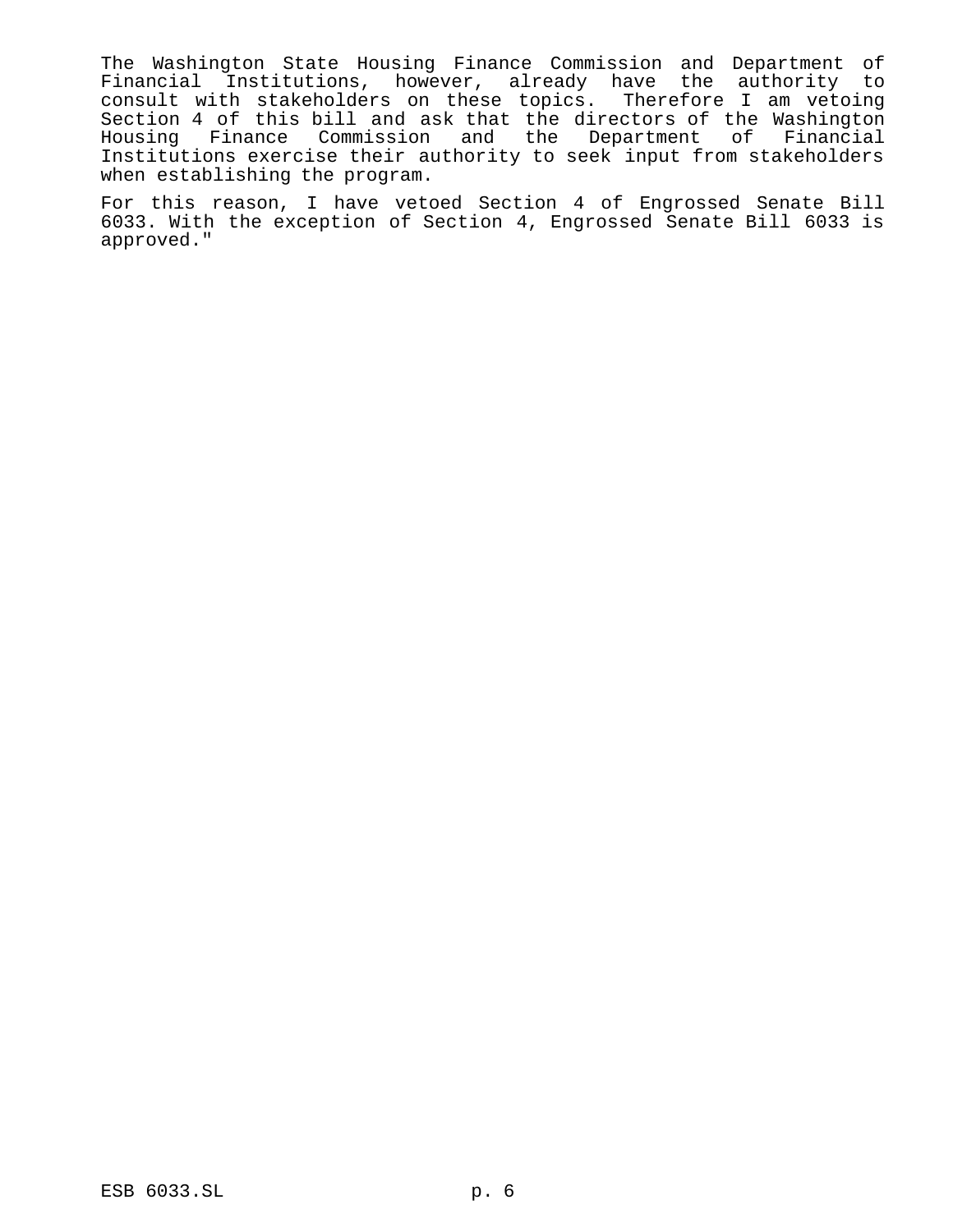The Washington State Housing Finance Commission and Department of Financial Institutions, however, already have the authority to consult with stakeholders on these topics. Therefore I am vetoing Section 4 of this bill and ask that the directors of the Washington Housing Finance Commission and the Department of Financial Institutions exercise their authority to seek input from stakeholders when establishing the program.

For this reason, I have vetoed Section 4 of Engrossed Senate Bill 6033. With the exception of Section 4, Engrossed Senate Bill 6033 is approved."